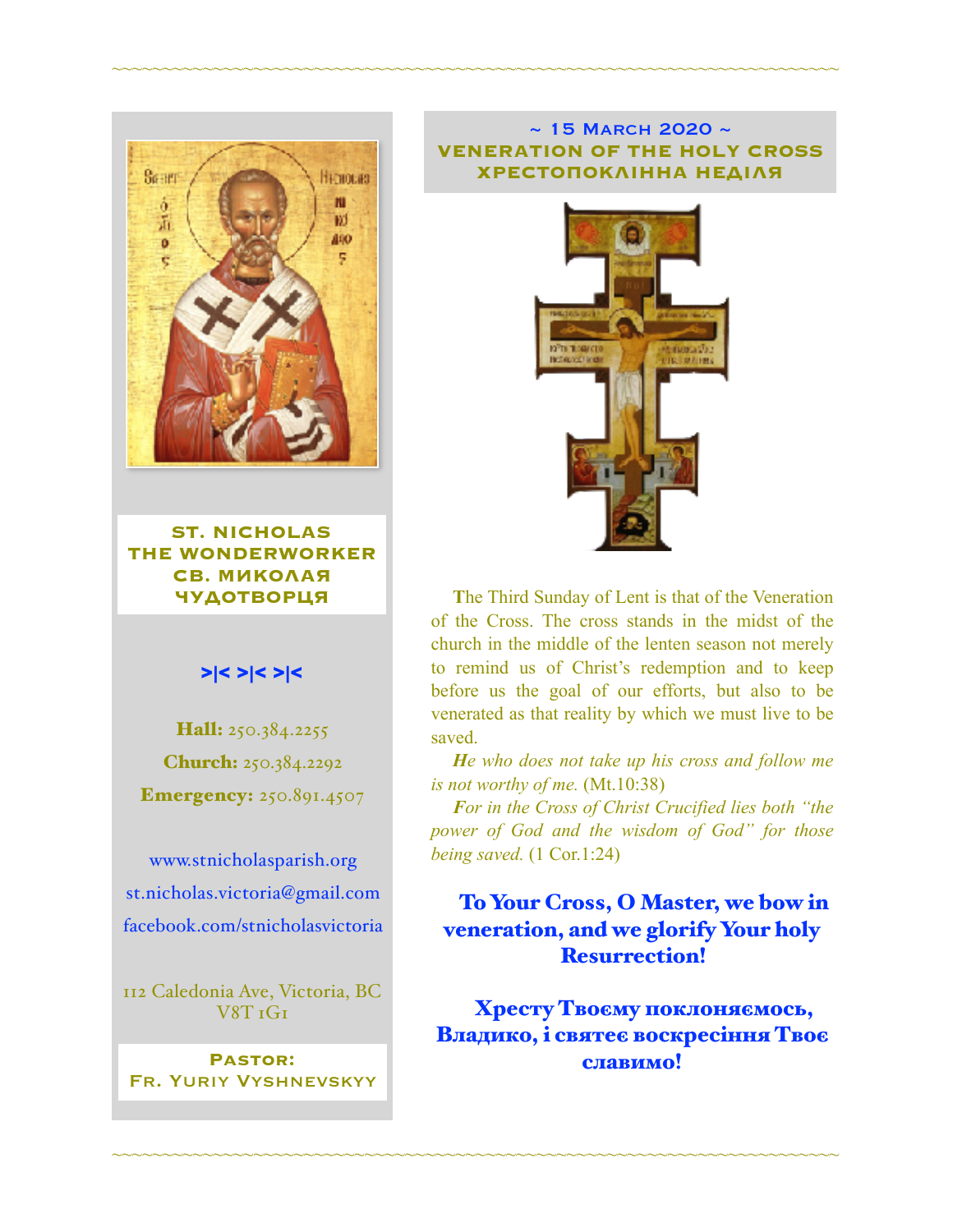**ST. NICHOLAS THE WONDERWORKER**
**СВ. МИКОЛАЯ ЧУДОТВОРЦЯ**

>|< >|< >|<

**Hall:** 250.384.2255

**Church:** 250.384.2292

**Emergency:** 250.891.4507

www.stnicholasparish.org

st.nicholas.victoria@gmail.com

facebook.com/stnicholasvictoria

112 Caledonia Ave, Victoria, BC V8T 1G1

**Pastor:**
**Fr. Yuriy Vyshnevskyy**

## ~ 15 March 2020 ~
## VENERATION OF THE HOLY CROSS
## ХРЕСТОПОКЛІННА НЕДІЛЯ

The Third Sunday of Lent is that of the Veneration of the Cross. The cross stands in the midst of the church in the middle of the lenten season not merely to remind us of Christ's redemption and to keep before us the goal of our efforts, but also to be venerated as that reality by which we must live to be saved.

*He who does not take up his cross and follow me is not worthy of me.* (Mt.10:38)

*For in the Cross of Christ Crucified lies both "the power of God and the wisdom of God" for those being saved.* (1 Cor.1:24)

**To Your Cross, O Master, we bow in veneration, and we glorify Your holy Resurrection!**

**Хресту Твоєму поклоняємось, Владико, і святеє воскресіння Твоє славимо!**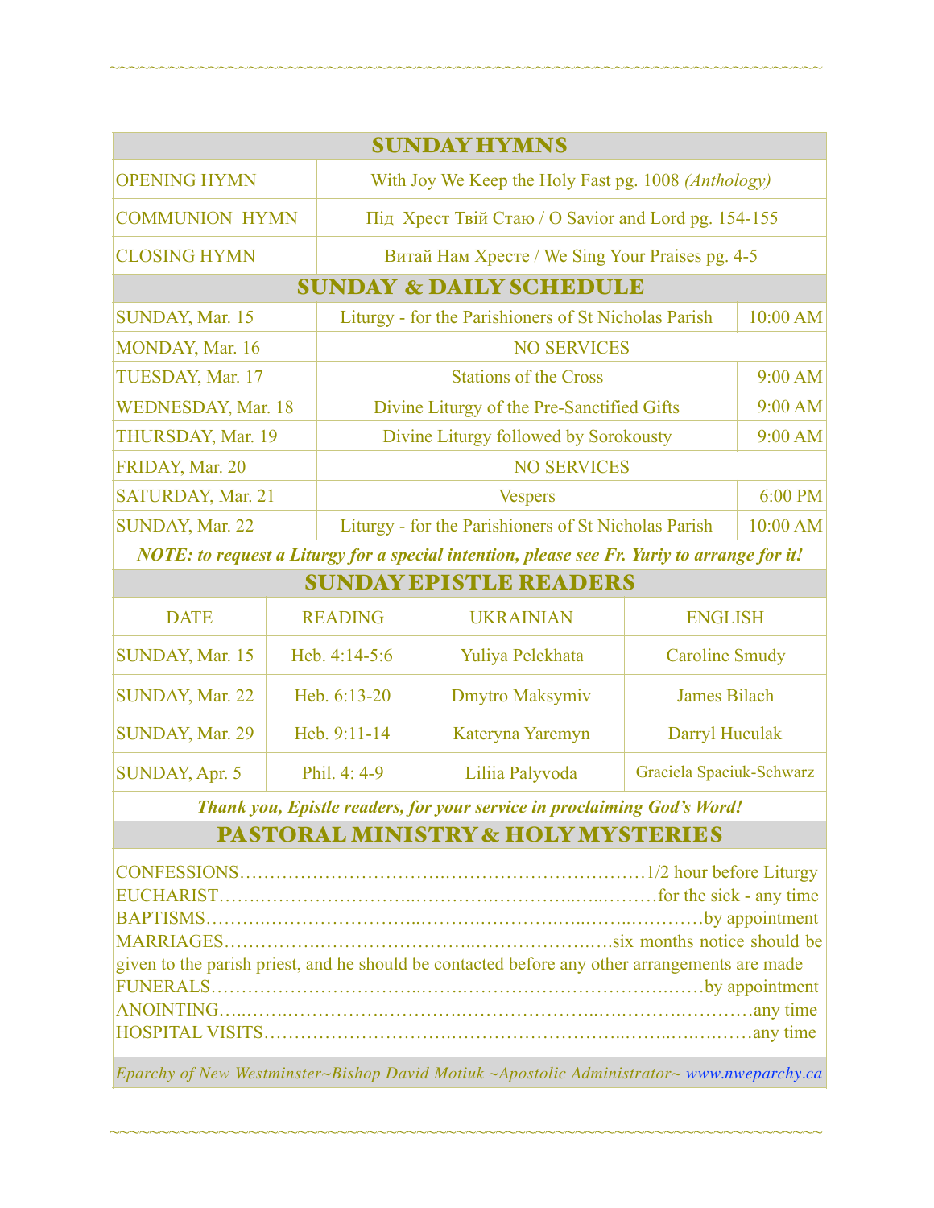## SUNDAY HYMNS

| | |
|---|---|
| OPENING HYMN | With Joy We Keep the Holy Fast pg. 1008 *(Anthology)* |
| COMMUNION HYMN | Під Хрест Твій Стаю / O Savior and Lord pg. 154-155 |
| CLOSING HYMN | Витай Нам Хресте / We Sing Your Praises pg. 4-5 |

## SUNDAY & DAILY SCHEDULE

| | | |
|---|---|---|
| SUNDAY, Mar. 15 | Liturgy - for the Parishioners of St Nicholas Parish | 10:00 AM |
| MONDAY, Mar. 16 | NO SERVICES | |
| TUESDAY, Mar. 17 | Stations of the Cross | 9:00 AM |
| WEDNESDAY, Mar. 18 | Divine Liturgy of the Pre-Sanctified Gifts | 9:00 AM |
| THURSDAY, Mar. 19 | Divine Liturgy followed by Sorokousty | 9:00 AM |
| FRIDAY, Mar. 20 | NO SERVICES | |
| SATURDAY, Mar. 21 | Vespers | 6:00 PM |
| SUNDAY, Mar. 22 | Liturgy - for the Parishioners of St Nicholas Parish | 10:00 AM |

***NOTE: to request a Liturgy for a special intention, please see Fr. Yuriy to arrange for it!***

## SUNDAY EPISTLE READERS

| DATE | READING | UKRAINIAN | ENGLISH |
|---|---|---|---|
| SUNDAY, Mar. 15 | Heb. 4:14-5:6 | Yuliya Pelekhata | Caroline Smudy |
| SUNDAY, Mar. 22 | Heb. 6:13-20 | Dmytro Maksymiv | James Bilach |
| SUNDAY, Mar. 29 | Heb. 9:11-14 | Kateryna Yaremyn | Darryl Huculak |
| SUNDAY, Apr. 5 | Phil. 4: 4-9 | Liliia Palyvoda | Graciela Spaciuk-Schwarz |

***Thank you, Epistle readers, for your service in proclaiming God's Word!***

## PASTORAL MINISTRY & HOLY MYSTERIES

CONFESSIONS……………………………1/2 hour before Liturgy
EUCHARIST……………………………for the sick - any time
BAPTISMS……………………………by appointment
MARRIAGES……………………………six months notice should be given to the parish priest, and he should be contacted before any other arrangements are made
FUNERALS……………………………by appointment
ANOINTING……………………………any time
HOSPITAL VISITS……………………………any time

*Eparchy of New Westminster~Bishop David Motiuk ~Apostolic Administrator~ www.nweparchy.ca*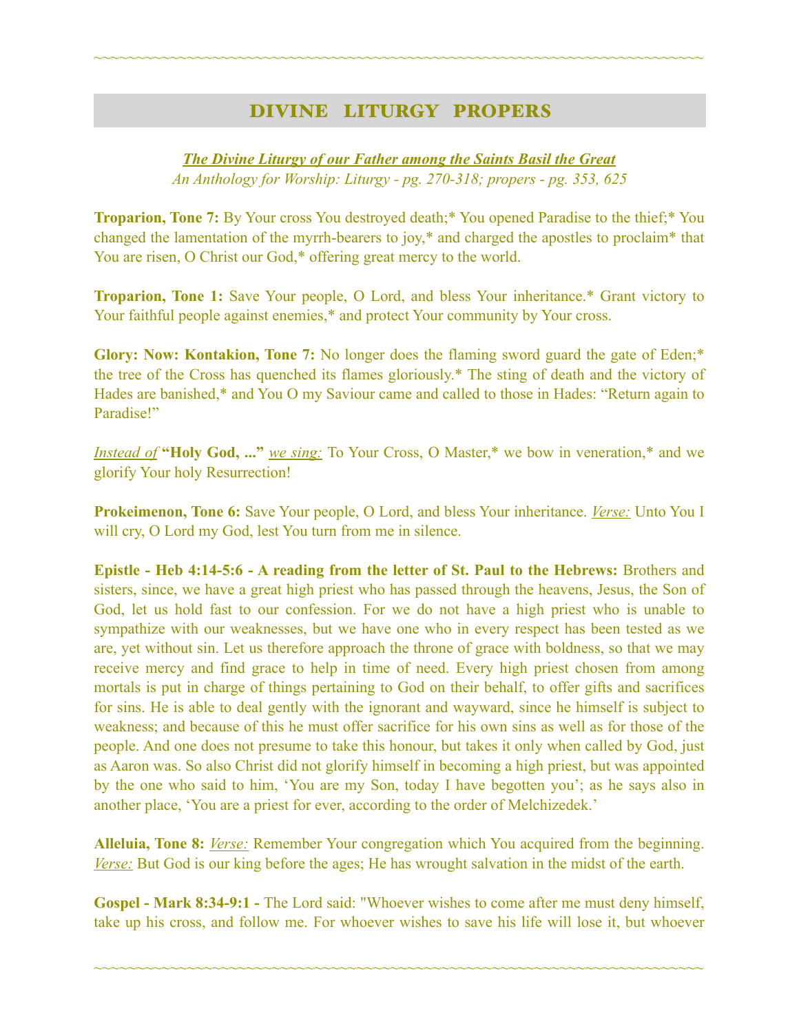## DIVINE LITURGY PROPERS

***The Divine Liturgy of our Father among the Saints Basil the Great***
*An Anthology for Worship: Liturgy - pg. 270-318; propers - pg. 353, 625*

**Troparion, Tone 7:** By Your cross You destroyed death;* You opened Paradise to the thief;* You changed the lamentation of the myrrh-bearers to joy,* and charged the apostles to proclaim* that You are risen, O Christ our God,* offering great mercy to the world.

**Troparion, Tone 1:** Save Your people, O Lord, and bless Your inheritance.* Grant victory to Your faithful people against enemies,* and protect Your community by Your cross.

**Glory: Now: Kontakion, Tone 7:** No longer does the flaming sword guard the gate of Eden;* the tree of the Cross has quenched its flames gloriously.* The sting of death and the victory of Hades are banished,* and You O my Saviour came and called to those in Hades: "Return again to Paradise!"

*Instead of* **"Holy God, ..."** *we sing:* To Your Cross, O Master,* we bow in veneration,* and we glorify Your holy Resurrection!

**Prokeimenon, Tone 6:** Save Your people, O Lord, and bless Your inheritance. *Verse:* Unto You I will cry, O Lord my God, lest You turn from me in silence.

**Epistle - Heb 4:14-5:6 - A reading from the letter of St. Paul to the Hebrews:** Brothers and sisters, since, we have a great high priest who has passed through the heavens, Jesus, the Son of God, let us hold fast to our confession. For we do not have a high priest who is unable to sympathize with our weaknesses, but we have one who in every respect has been tested as we are, yet without sin. Let us therefore approach the throne of grace with boldness, so that we may receive mercy and find grace to help in time of need. Every high priest chosen from among mortals is put in charge of things pertaining to God on their behalf, to offer gifts and sacrifices for sins. He is able to deal gently with the ignorant and wayward, since he himself is subject to weakness; and because of this he must offer sacrifice for his own sins as well as for those of the people. And one does not presume to take this honour, but takes it only when called by God, just as Aaron was. So also Christ did not glorify himself in becoming a high priest, but was appointed by the one who said to him, 'You are my Son, today I have begotten you'; as he says also in another place, 'You are a priest for ever, according to the order of Melchizedek.'

**Alleluia, Tone 8:** *Verse:* Remember Your congregation which You acquired from the beginning. *Verse:* But God is our king before the ages; He has wrought salvation in the midst of the earth.

**Gospel - Mark 8:34-9:1 -** The Lord said: "Whoever wishes to come after me must deny himself, take up his cross, and follow me. For whoever wishes to save his life will lose it, but whoever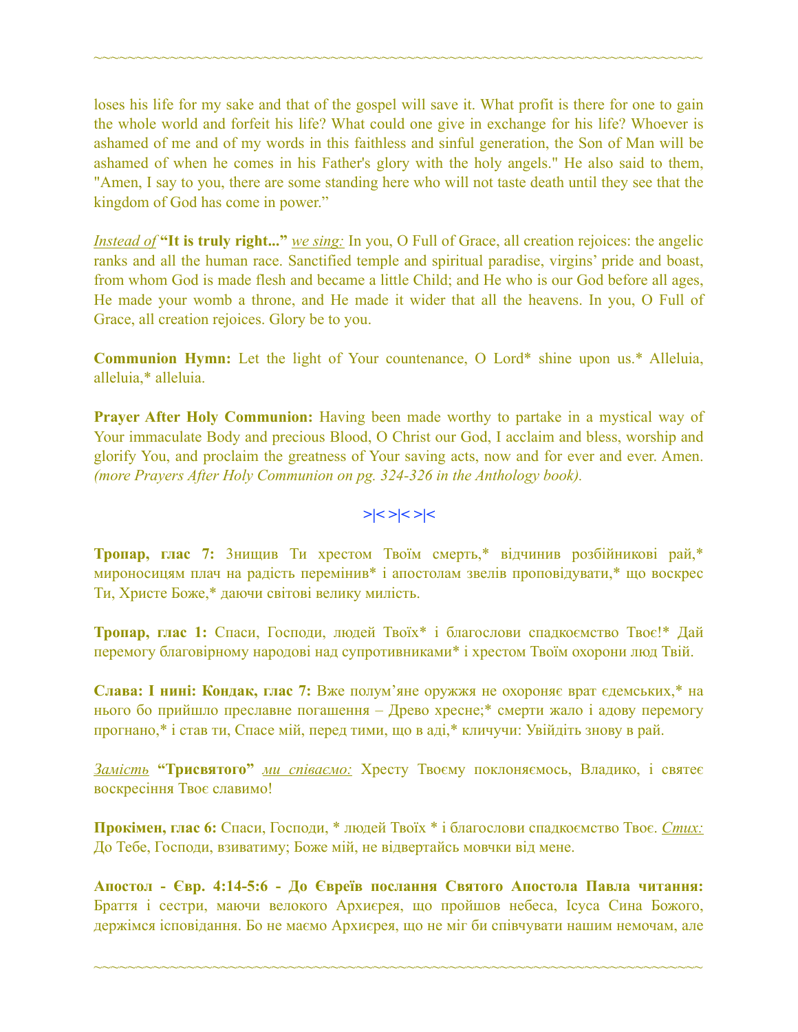loses his life for my sake and that of the gospel will save it. What profit is there for one to gain the whole world and forfeit his life? What could one give in exchange for his life? Whoever is ashamed of me and of my words in this faithless and sinful generation, the Son of Man will be ashamed of when he comes in his Father's glory with the holy angels." He also said to them, "Amen, I say to you, there are some standing here who will not taste death until they see that the kingdom of God has come in power."

*Instead of* **"It is truly right..."** *we sing:* In you, O Full of Grace, all creation rejoices: the angelic ranks and all the human race. Sanctified temple and spiritual paradise, virgins' pride and boast, from whom God is made flesh and became a little Child; and He who is our God before all ages, He made your womb a throne, and He made it wider that all the heavens. In you, O Full of Grace, all creation rejoices. Glory be to you.

**Communion Hymn:** Let the light of Your countenance, O Lord* shine upon us.* Alleluia, alleluia,* alleluia.

**Prayer After Holy Communion:** Having been made worthy to partake in a mystical way of Your immaculate Body and precious Blood, O Christ our God, I acclaim and bless, worship and glorify You, and proclaim the greatness of Your saving acts, now and for ever and ever. Amen. *(more Prayers After Holy Communion on pg. 324-326 in the Anthology book).*

>|< >|< >|<

**Тропар, глас 7:** Знищив Ти хрестом Твоїм смерть,* відчинив розбійникові рай,* мироносицям плач на радість перемінив* і апостолам звелів проповідувати,* що воскрес Ти, Христе Боже,* даючи світові велику милість.

**Тропар, глас 1:** Спаси, Господи, людей Твоїх* і благослови спадкоємство Твоє!* Дай перемогу благовірному народові над супротивниками* і хрестом Твоїм охорони люд Твій.

**Слава: І нині: Кондак, глас 7:** Вже полум'яне оружжя не охороняє врат едемських,* на нього бо прийшло преславне погашення – Древо хресне;* смерти жало і адову перемогу прогнано,* і став ти, Спасе мій, перед тими, що в аді,* кличучи: Увійдіть знову в рай.

*Замість* **"Трисвятого"** *ми співаємо:* Хресту Твоєму поклоняємось, Владико, і святеє воскресіння Твоє славимо!

**Прокімен, глас 6:** Спаси, Господи, * людей Твоїх * і благослови спадкоємство Твоє. *Стих:* До Тебе, Господи, взиватиму; Боже мій, не відвертайсь мовчки від мене.

**Апостол - Євр. 4:14-5:6 - До Євреїв послання Святого Апостола Павла читання:** Браття і сестри, маючи велокого Архиєрея, що пройшов небеса, Ісуса Сина Божого, держімся ісповідання. Бо не маємо Архиєрея, що не міг би співчувати нашим немочам, але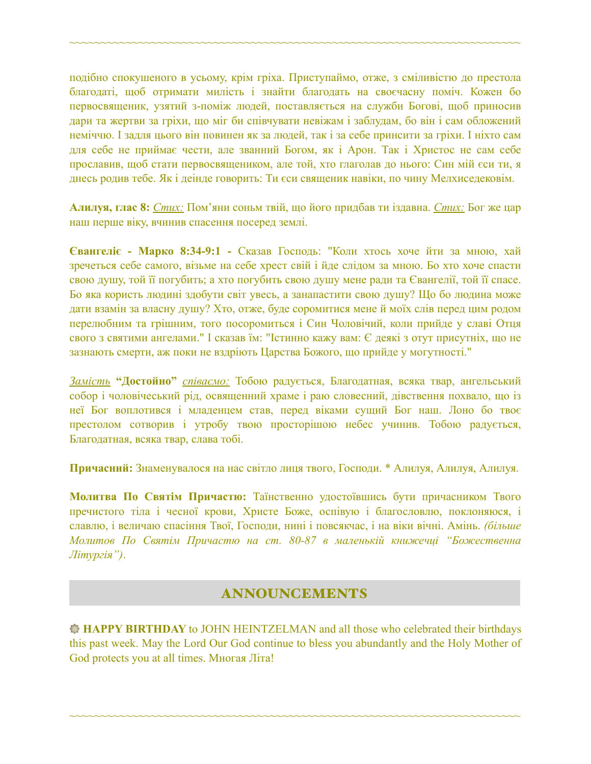подібно спокушеного в усьому, крім гріха. Приступаймо, отже, з сміливістю до престола благодаті, щоб отримати милість і знайти благодать на своєчасну поміч. Кожен бо первосвященик, узятий з-поміж людей, поставляється на служби Богові, щоб приносив дари та жертви за гріхи, що міг би співчувати невіжам і заблудам, бо він і сам обложений неміччю. І задля цього він повинен як за людей, так і за себе принсити за гріхи. І ніхто сам для себе не приймає чести, але званний Богом, як і Арон. Так і Христос не сам себе прославив, щоб стати первосвящеником, але той, хто глаголав до нього: Син мій єси ти, я днесь родив тебе. Як і деінде говорить: Ти єси священик навіки, по чину Мелхиседековім.

**Алилуя, глас 8:** *Стих:* Пом'яни соньм твій, що його придбав ти іздавна. *Стих:* Бог же цар наш перше віку, вчинив спасення посеред землі.

**Євангеліє - Марко 8:34-9:1 -** Сказав Господь: "Коли хтось хоче йти за мною, хай зречеться себе самого, візьме на себе хрест свій і йде слідом за мною. Бо хто хоче спасти свою душу, той її погубить; а хто погубить свою душу мене ради та Євангелії, той її спасе. Бо яка користь людині здобути світ увесь, а занапастити свою душу? Що бо людина може дати взамін за власну душу? Хто, отже, буде соромитися мене й моїх слів перед цим родом перелюбним та грішним, того посоромиться і Син Чоловічий, коли прийде у славі Отця свого з святими ангелами." І сказав їм: "Істинно кажу вам: Є деякі з отут присутніх, що не зазнають смерти, аж поки не вздріють Царства Божого, що прийде у могутності."

*Замість* **"Достойно"** *співаємо:* Тобою радується, Благодатная, всяка твар, ангельський собор і чоловічеський рід, освященний храме і раю словесний, дівствення похвало, що із неї Бог воплотився і младенцем став, перед віками сущий Бог наш. Лоно бо твоє престолом сотворив і утробу твою просторішою небес учинив. Тобою радується, Благодатная, всяка твар, слава тобі.

**Причасний:** Знаменувалося на нас світло лиця твого, Господи. * Алилуя, Алилуя, Алилуя.

**Молитва По Святім Причастю:** Таїнственно удостоївшись бути причасником Твого пречистого тіла і чесної крови, Христе Боже, оспівую і благословлю, поклоняюся, і славлю, і величаю спасіння Твої, Господи, нині і повсякчас, і на віки вічні. Амінь. *(більше Молитов По Святім Причастю на ст. 80-87 в маленькій книжечці "Божественна Літургія").*

## ANNOUNCEMENTS

**HAPPY BIRTHDAY** to JOHN HEINTZELMAN and all those who celebrated their birthdays this past week. May the Lord Our God continue to bless you abundantly and the Holy Mother of God protects you at all times. Многая Літа!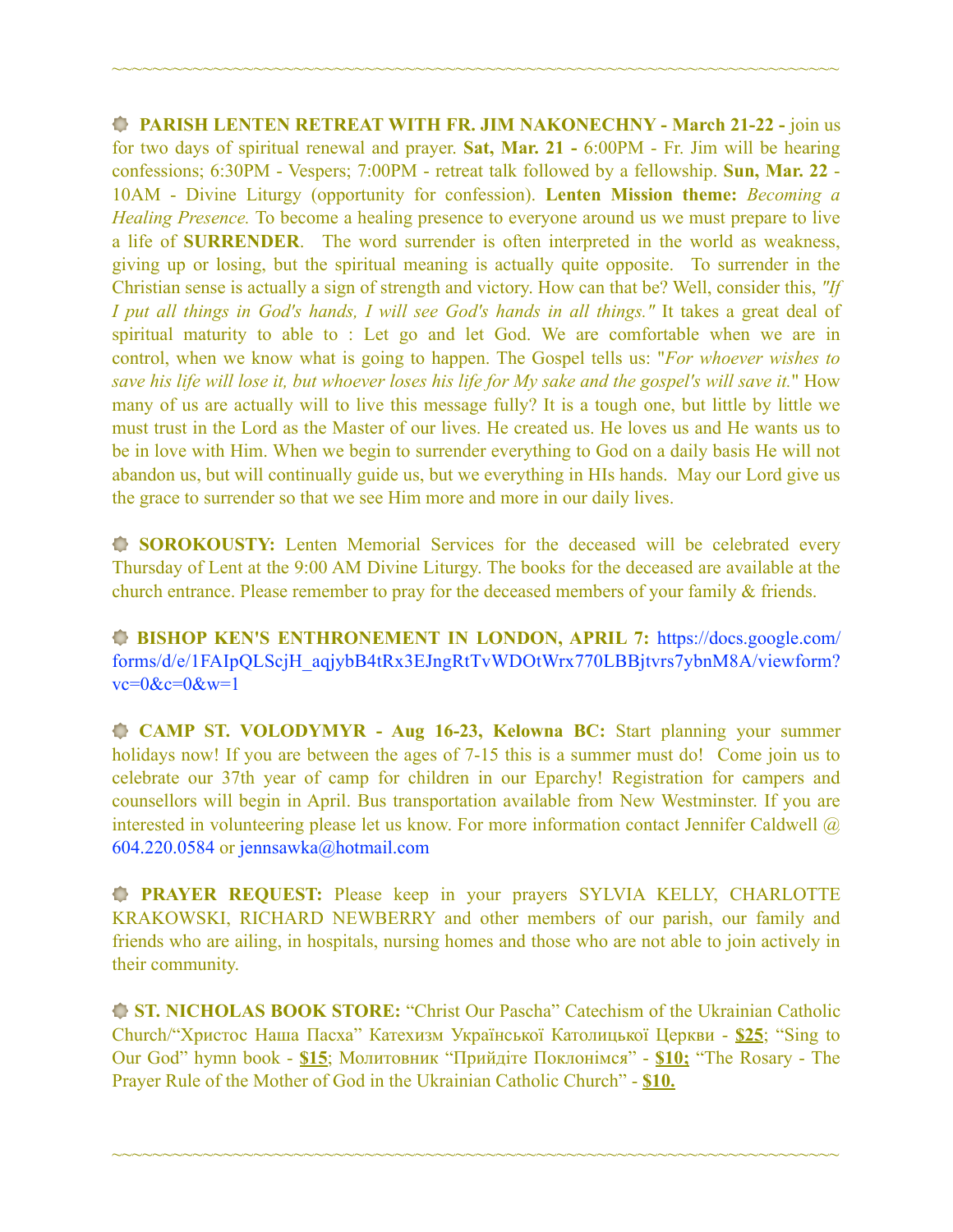~~~~~~~~~~~~~~~~~~~~~~~~~~~~~~~~~~~~~~~~~~~~~~~~~~~~~~~~~~~~~~~~~~~~~~~~

**PARISH LENTEN RETREAT WITH FR. JIM NAKONECHNY - March 21-22 -** join us for two days of spiritual renewal and prayer. **Sat, Mar. 21 -** 6:00PM - Fr. Jim will be hearing confessions; 6:30PM - Vespers; 7:00PM - retreat talk followed by a fellowship. **Sun, Mar. 22** - 10AM - Divine Liturgy (opportunity for confession). **Lenten Mission theme:** *Becoming a Healing Presence.* To become a healing presence to everyone around us we must prepare to live a life of **SURRENDER**. The word surrender is often interpreted in the world as weakness, giving up or losing, but the spiritual meaning is actually quite opposite. To surrender in the Christian sense is actually a sign of strength and victory. How can that be? Well, consider this, *"If I put all things in God's hands, I will see God's hands in all things."* It takes a great deal of spiritual maturity to able to : Let go and let God. We are comfortable when we are in control, when we know what is going to happen. The Gospel tells us: "*For whoever wishes to save his life will lose it, but whoever loses his life for My sake and the gospel's will save it.*" How many of us are actually will to live this message fully? It is a tough one, but little by little we must trust in the Lord as the Master of our lives. He created us. He loves us and He wants us to be in love with Him. When we begin to surrender everything to God on a daily basis He will not abandon us, but will continually guide us, but we everything in HIs hands. May our Lord give us the grace to surrender so that we see Him more and more in our daily lives.

**SOROKOUSTY:** Lenten Memorial Services for the deceased will be celebrated every Thursday of Lent at the 9:00 AM Divine Liturgy. The books for the deceased are available at the church entrance. Please remember to pray for the deceased members of your family & friends.

**BISHOP KEN'S ENTHRONEMENT IN LONDON, APRIL 7:** https://docs.google.com/forms/d/e/1FAIpQLScjH_aqjybB4tRx3EJngRtTvWDOtWrx770LBBjtvrs7ybnM8A/viewform?vc=0&c=0&w=1

**CAMP ST. VOLODYMYR - Aug 16-23, Kelowna BC:** Start planning your summer holidays now! If you are between the ages of 7-15 this is a summer must do! Come join us to celebrate our 37th year of camp for children in our Eparchy! Registration for campers and counsellors will begin in April. Bus transportation available from New Westminster. If you are interested in volunteering please let us know. For more information contact Jennifer Caldwell @ 604.220.0584 or jennsawka@hotmail.com

**PRAYER REQUEST:** Please keep in your prayers SYLVIA KELLY, CHARLOTTE KRAKOWSKI, RICHARD NEWBERRY and other members of our parish, our family and friends who are ailing, in hospitals, nursing homes and those who are not able to join actively in their community.

**ST. NICHOLAS BOOK STORE:** "Christ Our Pascha" Catechism of the Ukrainian Catholic Church/"Христос Наша Пасха" Катехизм Української Католицької Церкви - **$25**; "Sing to Our God" hymn book - **$15**; Молитовник "Прийдіте Поклонімся" - **$10;** "The Rosary - The Prayer Rule of the Mother of God in the Ukrainian Catholic Church" - **$10.**

~~~~~~~~~~~~~~~~~~~~~~~~~~~~~~~~~~~~~~~~~~~~~~~~~~~~~~~~~~~~~~~~~~~~~~~~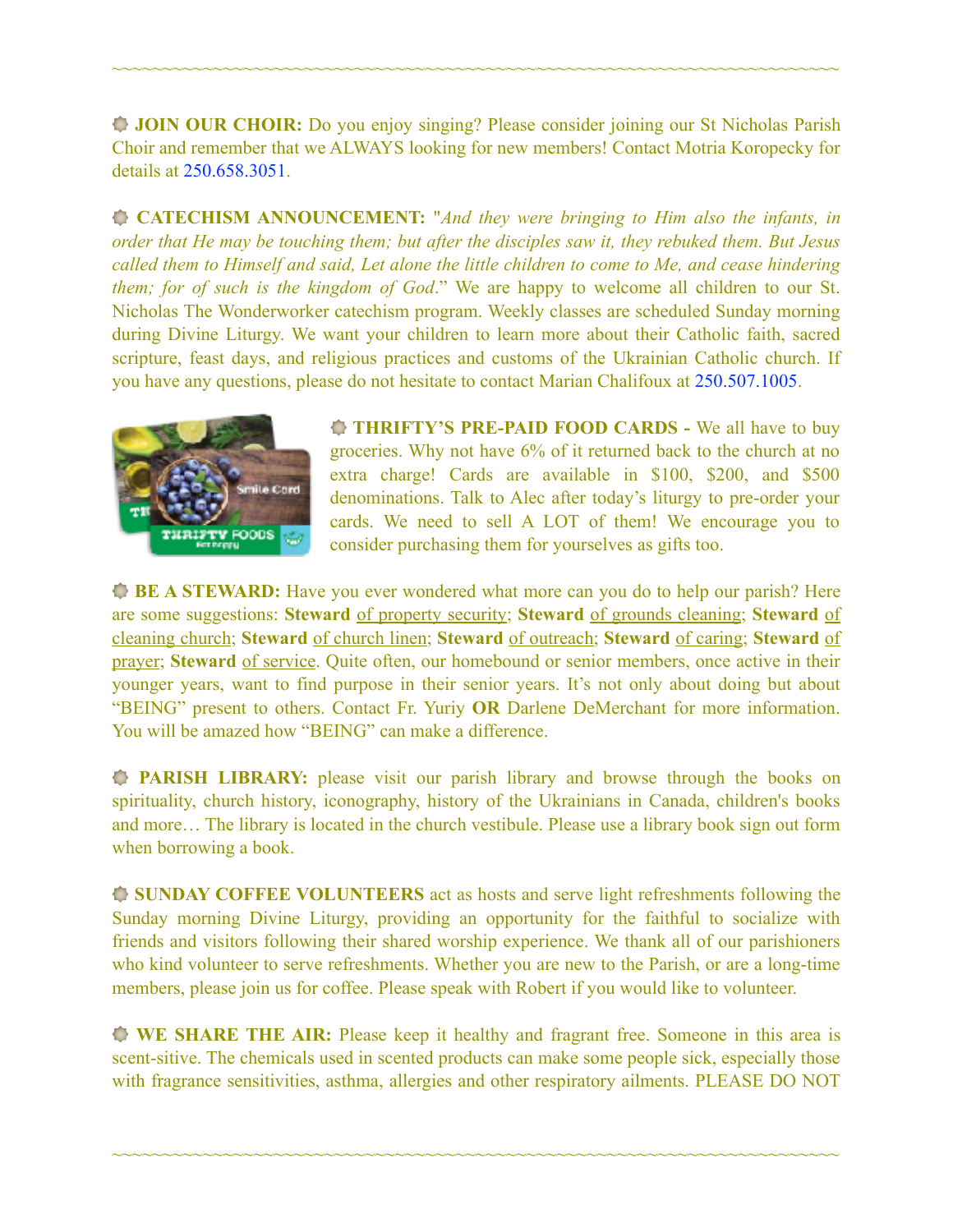~~~~~~~~~~~~~~~~~~~~~~~~~~~~~~~~~~~~~~~~~~~~~~~~~~~~~~~~~~~~~~~~~~~~

**JOIN OUR CHOIR:** Do you enjoy singing? Please consider joining our St Nicholas Parish Choir and remember that we ALWAYS looking for new members! Contact Motria Koropecky for details at 250.658.3051.

**CATECHISM ANNOUNCEMENT:** "*And they were bringing to Him also the infants, in order that He may be touching them; but after the disciples saw it, they rebuked them. But Jesus called them to Himself and said, Let alone the little children to come to Me, and cease hindering them; for of such is the kingdom of God*." We are happy to welcome all children to our St. Nicholas The Wonderworker catechism program. Weekly classes are scheduled Sunday morning during Divine Liturgy. We want your children to learn more about their Catholic faith, sacred scripture, feast days, and religious practices and customs of the Ukrainian Catholic church. If you have any questions, please do not hesitate to contact Marian Chalifoux at 250.507.1005.

**THRIFTY'S PRE-PAID FOOD CARDS -** We all have to buy groceries. Why not have 6% of it returned back to the church at no extra charge! Cards are available in $100, $200, and $500 denominations. Talk to Alec after today's liturgy to pre-order your cards. We need to sell A LOT of them! We encourage you to consider purchasing them for yourselves as gifts too.

**BE A STEWARD:** Have you ever wondered what more can you do to help our parish? Here are some suggestions: **Steward** of property security; **Steward** of grounds cleaning; **Steward** of cleaning church; **Steward** of church linen; **Steward** of outreach; **Steward** of caring; **Steward** of prayer; **Steward** of service. Quite often, our homebound or senior members, once active in their younger years, want to find purpose in their senior years. It's not only about doing but about "BEING" present to others. Contact Fr. Yuriy **OR** Darlene DeMerchant for more information. You will be amazed how "BEING" can make a difference.

**PARISH LIBRARY:** please visit our parish library and browse through the books on spirituality, church history, iconography, history of the Ukrainians in Canada, children's books and more… The library is located in the church vestibule. Please use a library book sign out form when borrowing a book.

**SUNDAY COFFEE VOLUNTEERS** act as hosts and serve light refreshments following the Sunday morning Divine Liturgy, providing an opportunity for the faithful to socialize with friends and visitors following their shared worship experience. We thank all of our parishioners who kind volunteer to serve refreshments. Whether you are new to the Parish, or are a long-time members, please join us for coffee. Please speak with Robert if you would like to volunteer.

**WE SHARE THE AIR:** Please keep it healthy and fragrant free. Someone in this area is scent-sitive. The chemicals used in scented products can make some people sick, especially those with fragrance sensitivities, asthma, allergies and other respiratory ailments. PLEASE DO NOT

~~~~~~~~~~~~~~~~~~~~~~~~~~~~~~~~~~~~~~~~~~~~~~~~~~~~~~~~~~~~~~~~~~~~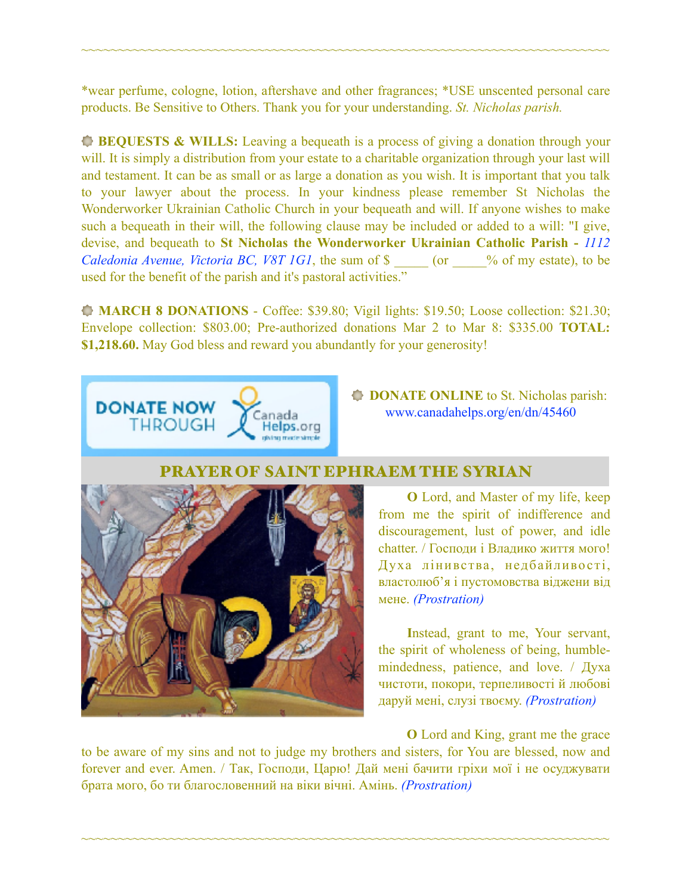~~~~~~~~~~~~~~~~~~~~~~~~~~~~~~~~~~~~~~~~~~~~~~~~~~~~~~~~~~~~~~~~~~~~

*wear perfume, cologne, lotion, aftershave and other fragrances; *USE unscented personal care products. Be Sensitive to Others. Thank you for your understanding. *St. Nicholas parish.*

**BEQUESTS & WILLS:** Leaving a bequeath is a process of giving a donation through your will. It is simply a distribution from your estate to a charitable organization through your last will and testament. It can be as small or as large a donation as you wish. It is important that you talk to your lawyer about the process. In your kindness please remember St Nicholas the Wonderworker Ukrainian Catholic Church in your bequeath and will. If anyone wishes to make such a bequeath in their will, the following clause may be included or added to a will: "I give, devise, and bequeath to **St Nicholas the Wonderworker Ukrainian Catholic Parish -** *1112 Caledonia Avenue, Victoria BC, V8T 1G1*, the sum of $ _____ (or _____% of my estate), to be used for the benefit of the parish and it's pastoral activities."

**MARCH 8 DONATIONS** - Coffee: $39.80; Vigil lights: $19.50; Loose collection: $21.30; Envelope collection: $803.00; Pre-authorized donations Mar 2 to Mar 8: $335.00 **TOTAL: $1,218.60.** May God bless and reward you abundantly for your generosity!

DONATE NOW THROUGH CanadaHelps.org

**DONATE ONLINE** to St. Nicholas parish: www.canadahelps.org/en/dn/45460

## PRAYER OF SAINT EPHRAEM THE SYRIAN

**O** Lord, and Master of my life, keep from me the spirit of indifference and discouragement, lust of power, and idle chatter. / Господи і Владико життя мого! Духа лінивства, недбайливості, властолюб'я і пустомовства віджени від мене. *(Prostration)*

**I**nstead, grant to me, Your servant, the spirit of wholeness of being, humble-mindedness, patience, and love. / Духа чистоти, покори, терпеливості й любові даруй мені, слузі твоєму. *(Prostration)*

**O** Lord and King, grant me the grace to be aware of my sins and not to judge my brothers and sisters, for You are blessed, now and forever and ever. Amen. / Так, Господи, Царю! Дай мені бачити гріхи мої і не осуджувати брата мого, бо ти благословенний на віки вічні. Амінь. *(Prostration)*

~~~~~~~~~~~~~~~~~~~~~~~~~~~~~~~~~~~~~~~~~~~~~~~~~~~~~~~~~~~~~~~~~~~~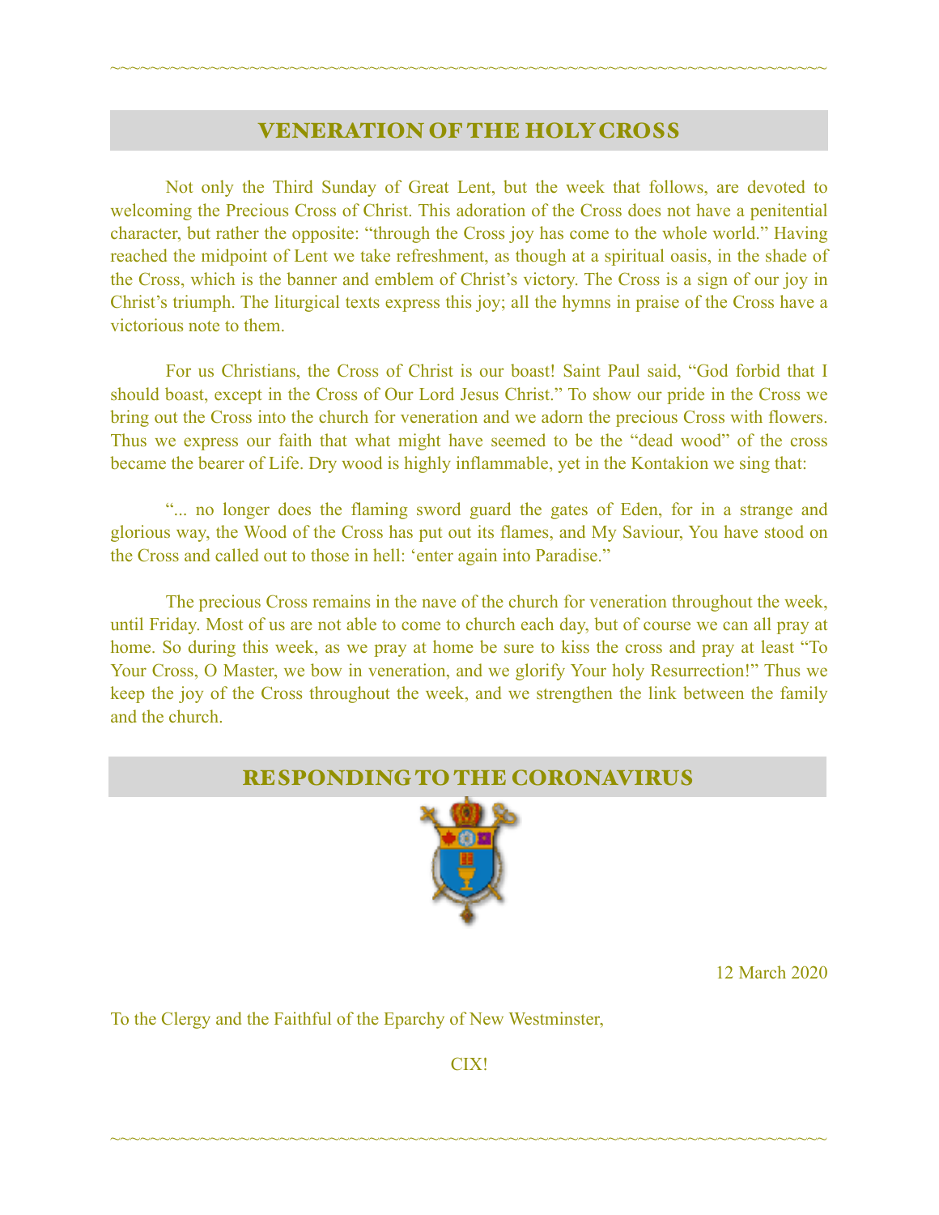## VENERATION OF THE HOLY CROSS

Not only the Third Sunday of Great Lent, but the week that follows, are devoted to welcoming the Precious Cross of Christ. This adoration of the Cross does not have a penitential character, but rather the opposite: "through the Cross joy has come to the whole world." Having reached the midpoint of Lent we take refreshment, as though at a spiritual oasis, in the shade of the Cross, which is the banner and emblem of Christ's victory. The Cross is a sign of our joy in Christ's triumph. The liturgical texts express this joy; all the hymns in praise of the Cross have a victorious note to them.

For us Christians, the Cross of Christ is our boast! Saint Paul said, "God forbid that I should boast, except in the Cross of Our Lord Jesus Christ." To show our pride in the Cross we bring out the Cross into the church for veneration and we adorn the precious Cross with flowers. Thus we express our faith that what might have seemed to be the "dead wood" of the cross became the bearer of Life. Dry wood is highly inflammable, yet in the Kontakion we sing that:

"... no longer does the flaming sword guard the gates of Eden, for in a strange and glorious way, the Wood of the Cross has put out its flames, and My Saviour, You have stood on the Cross and called out to those in hell: 'enter again into Paradise."

The precious Cross remains in the nave of the church for veneration throughout the week, until Friday. Most of us are not able to come to church each day, but of course we can all pray at home. So during this week, as we pray at home be sure to kiss the cross and pray at least "To Your Cross, O Master, we bow in veneration, and we glorify Your holy Resurrection!" Thus we keep the joy of the Cross throughout the week, and we strengthen the link between the family and the church.

## RESPONDING TO THE CORONAVIRUS

12 March 2020

To the Clergy and the Faithful of the Eparchy of New Westminster,

CIX!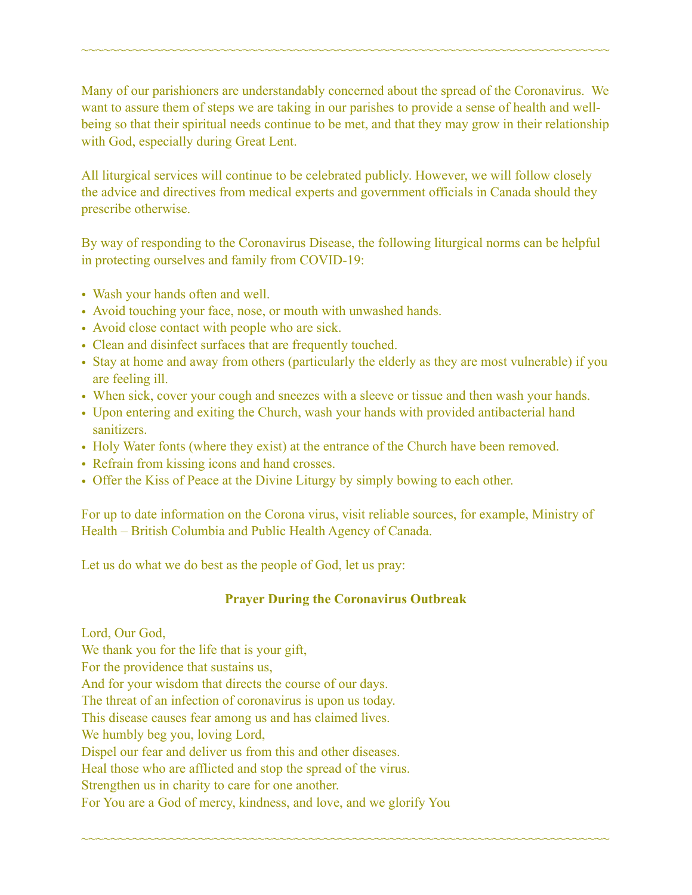Many of our parishioners are understandably concerned about the spread of the Coronavirus. We want to assure them of steps we are taking in our parishes to provide a sense of health and well-being so that their spiritual needs continue to be met, and that they may grow in their relationship with God, especially during Great Lent.

All liturgical services will continue to be celebrated publicly. However, we will follow closely the advice and directives from medical experts and government officials in Canada should they prescribe otherwise.

By way of responding to the Coronavirus Disease, the following liturgical norms can be helpful in protecting ourselves and family from COVID-19:

- Wash your hands often and well.
- Avoid touching your face, nose, or mouth with unwashed hands.
- Avoid close contact with people who are sick.
- Clean and disinfect surfaces that are frequently touched.
- Stay at home and away from others (particularly the elderly as they are most vulnerable) if you are feeling ill.
- When sick, cover your cough and sneezes with a sleeve or tissue and then wash your hands.
- Upon entering and exiting the Church, wash your hands with provided antibacterial hand sanitizers.
- Holy Water fonts (where they exist) at the entrance of the Church have been removed.
- Refrain from kissing icons and hand crosses.
- Offer the Kiss of Peace at the Divine Liturgy by simply bowing to each other.

For up to date information on the Corona virus, visit reliable sources, for example, Ministry of Health – British Columbia and Public Health Agency of Canada.

Let us do what we do best as the people of God, let us pray:

**Prayer During the Coronavirus Outbreak**

Lord, Our God,
We thank you for the life that is your gift,
For the providence that sustains us,
And for your wisdom that directs the course of our days.
The threat of an infection of coronavirus is upon us today.
This disease causes fear among us and has claimed lives.
We humbly beg you, loving Lord,
Dispel our fear and deliver us from this and other diseases.
Heal those who are afflicted and stop the spread of the virus.
Strengthen us in charity to care for one another.
For You are a God of mercy, kindness, and love, and we glorify You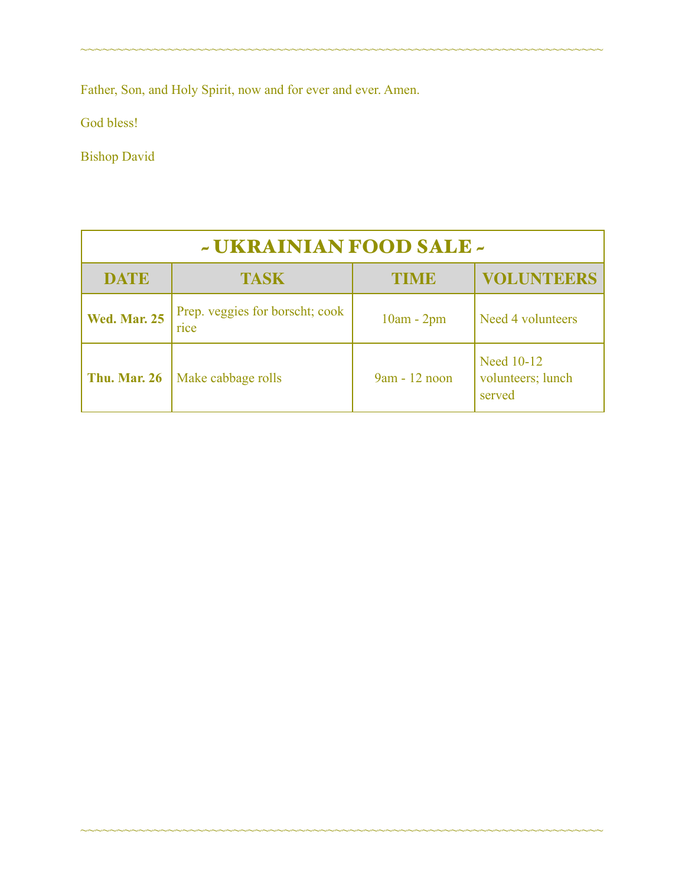Father, Son, and Holy Spirit, now and for ever and ever. Amen.

God bless!

Bishop David

| ~ UKRAINIAN FOOD SALE ~ | | | |
|---|---|---|---|
| **DATE** | **TASK** | **TIME** | **VOLUNTEERS** |
| **Wed. Mar. 25** | Prep. veggies for borscht; cook rice | 10am - 2pm | Need 4 volunteers |
| **Thu. Mar. 26** | Make cabbage rolls | 9am - 12 noon | Need 10-12 volunteers; lunch served |